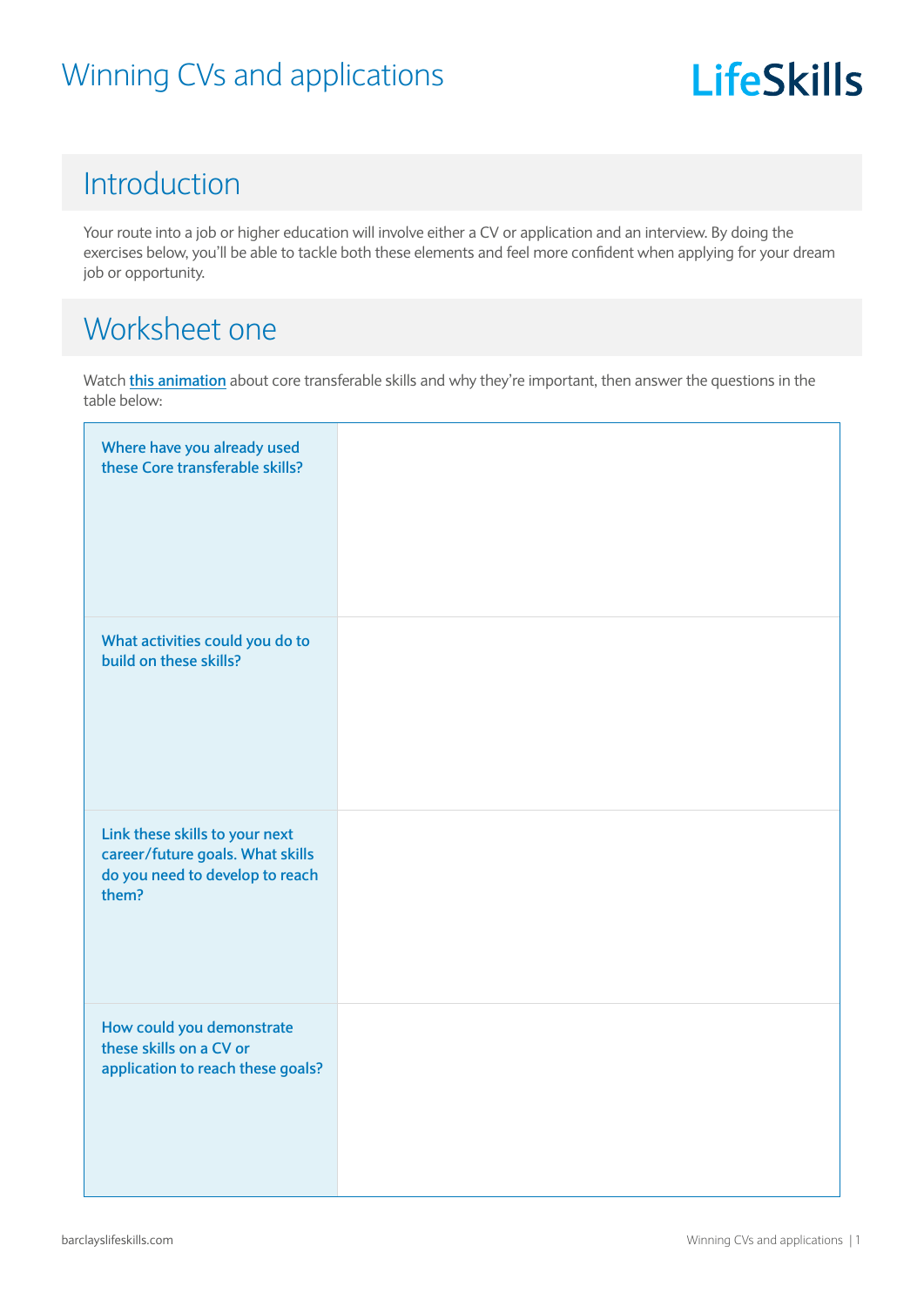# Winning CVs and applications

LifeSkills

## Introduction

Your route into a job or higher education will involve either a CV or application and an interview. By doing the exercises below, you'll be able to tackle both these elements and feel more confident when applying for your dream job or opportunity.

## Worksheet one

Watch [this animation] about core transferable skills and why they're important, then answer the questions in the table below:

| | |
|---|---|
| **Where have you already used these Core transferable skills?** | |
| **What activities could you do to build on these skills?** | |
| **Link these skills to your next career/future goals. What skills do you need to develop to reach them?** | |
| **How could you demonstrate these skills on a CV or application to reach these goals?** | |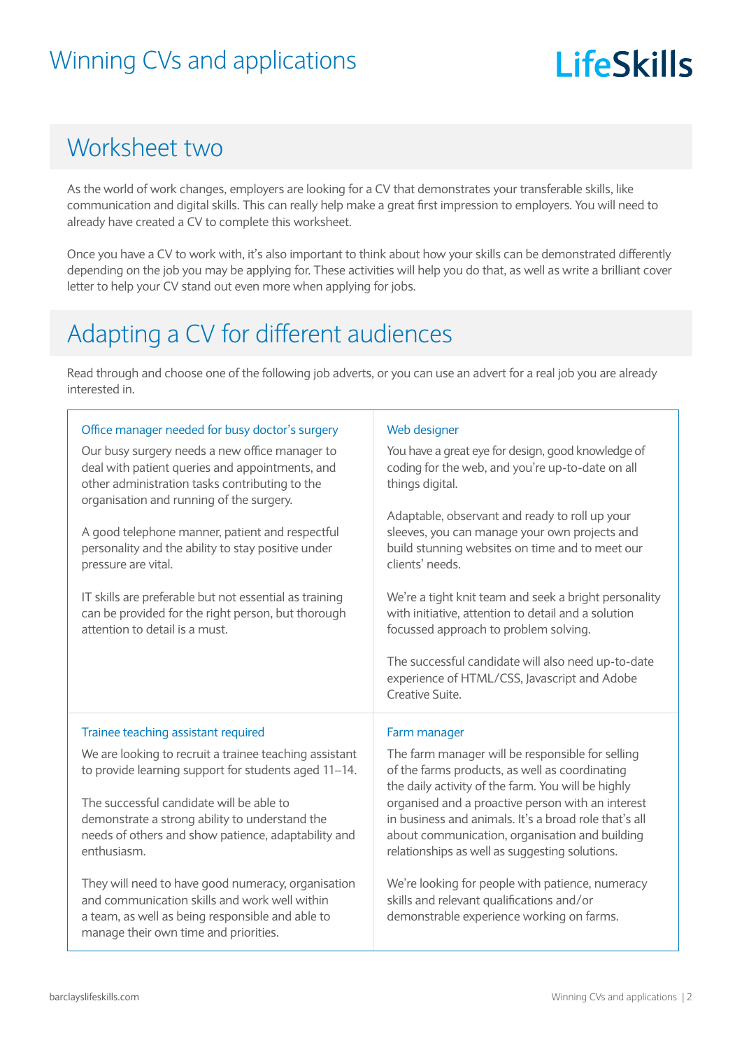# Worksheet two

As the world of work changes, employers are looking for a CV that demonstrates your transferable skills, like communication and digital skills. This can really help make a great first impression to employers. You will need to already have created a CV to complete this worksheet.

Once you have a CV to work with, it's also important to think about how your skills can be demonstrated differently depending on the job you may be applying for. These activities will help you do that, as well as write a brilliant cover letter to help your CV stand out even more when applying for jobs.

## Adapting a CV for different audiences

Read through and choose one of the following job adverts, or you can use an advert for a real job you are already interested in.

### Office manager needed for busy doctor's surgery

Our busy surgery needs a new office manager to deal with patient queries and appointments, and other administration tasks contributing to the organisation and running of the surgery.

A good telephone manner, patient and respectful personality and the ability to stay positive under pressure are vital.

IT skills are preferable but not essential as training can be provided for the right person, but thorough attention to detail is a must.

### Web designer

You have a great eye for design, good knowledge of coding for the web, and you're up-to-date on all things digital.

Adaptable, observant and ready to roll up your sleeves, you can manage your own projects and build stunning websites on time and to meet our clients' needs.

We're a tight knit team and seek a bright personality with initiative, attention to detail and a solution focussed approach to problem solving.

The successful candidate will also need up-to-date experience of HTML/CSS, Javascript and Adobe Creative Suite.

### Trainee teaching assistant required

We are looking to recruit a trainee teaching assistant to provide learning support for students aged 11–14.

The successful candidate will be able to demonstrate a strong ability to understand the needs of others and show patience, adaptability and enthusiasm.

They will need to have good numeracy, organisation and communication skills and work well within a team, as well as being responsible and able to manage their own time and priorities.

### Farm manager

The farm manager will be responsible for selling of the farms products, as well as coordinating the daily activity of the farm. You will be highly organised and a proactive person with an interest in business and animals. It's a broad role that's all about communication, organisation and building relationships as well as suggesting solutions.

We're looking for people with patience, numeracy skills and relevant qualifications and/or demonstrable experience working on farms.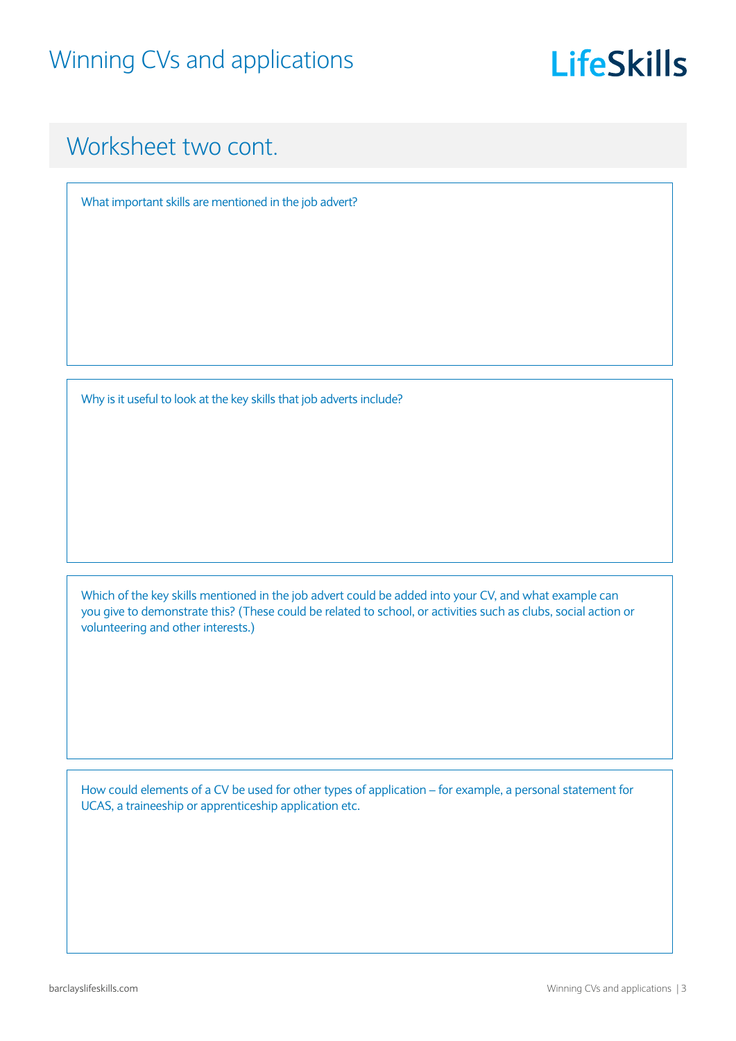## Worksheet two cont.

What important skills are mentioned in the job advert?

Why is it useful to look at the key skills that job adverts include?

Which of the key skills mentioned in the job advert could be added into your CV, and what example can you give to demonstrate this? (These could be related to school, or activities such as clubs, social action or volunteering and other interests.)

How could elements of a CV be used for other types of application – for example, a personal statement for UCAS, a traineeship or apprenticeship application etc.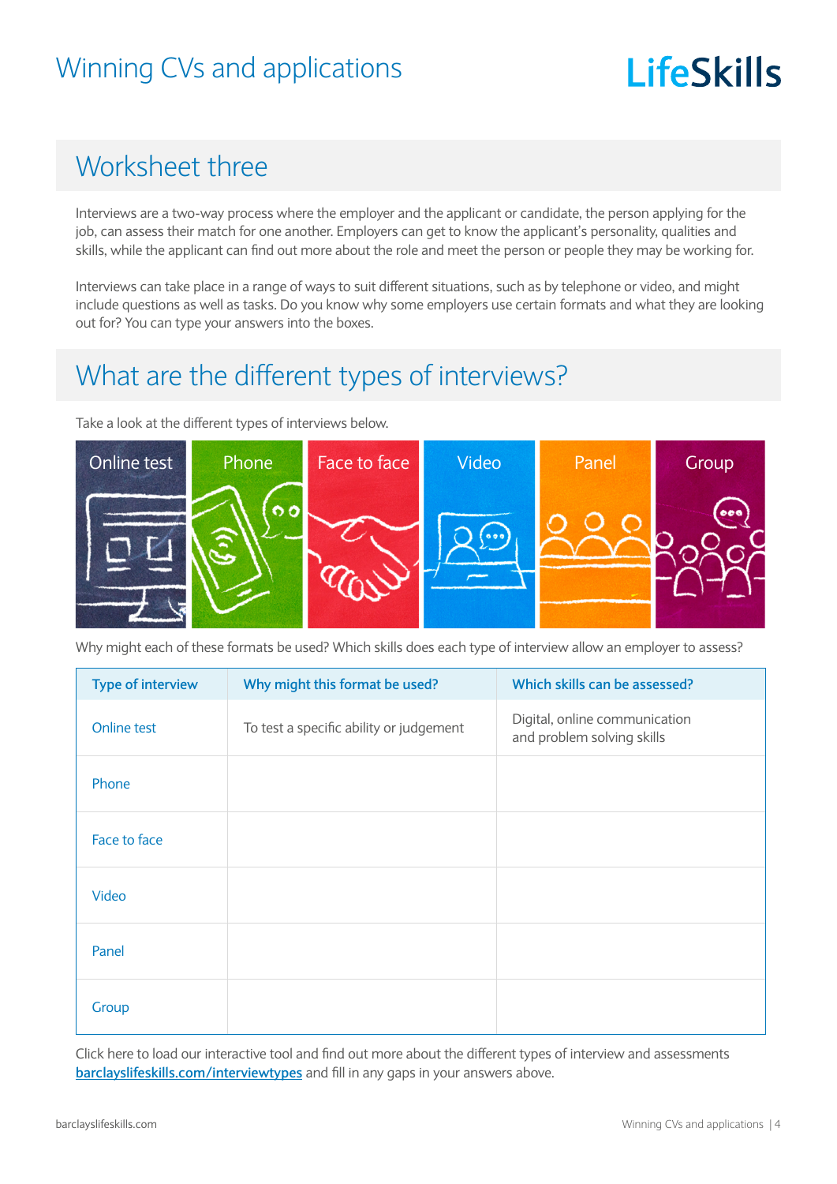# Winning CVs and applications

## Worksheet three

Interviews are a two-way process where the employer and the applicant or candidate, the person applying for the job, can assess their match for one another. Employers can get to know the applicant's personality, qualities and skills, while the applicant can find out more about the role and meet the person or people they may be working for.

Interviews can take place in a range of ways to suit different situations, such as by telephone or video, and might include questions as well as tasks. Do you know why some employers use certain formats and what they are looking out for? You can type your answers into the boxes.

## What are the different types of interviews?

Take a look at the different types of interviews below.

Online test | Phone | Face to face | Video | Panel | Group

Why might each of these formats be used? Which skills does each type of interview allow an employer to assess?

| Type of interview | Why might this format be used? | Which skills can be assessed? |
|---|---|---|
| Online test | To test a specific ability or judgement | Digital, online communication and problem solving skills |
| Phone | | |
| Face to face | | |
| Video | | |
| Panel | | |
| Group | | |

Click here to load our interactive tool and find out more about the different types of interview and assessments [barclayslifeskills.com/interviewtypes](barclayslifeskills.com/interviewtypes) and fill in any gaps in your answers above.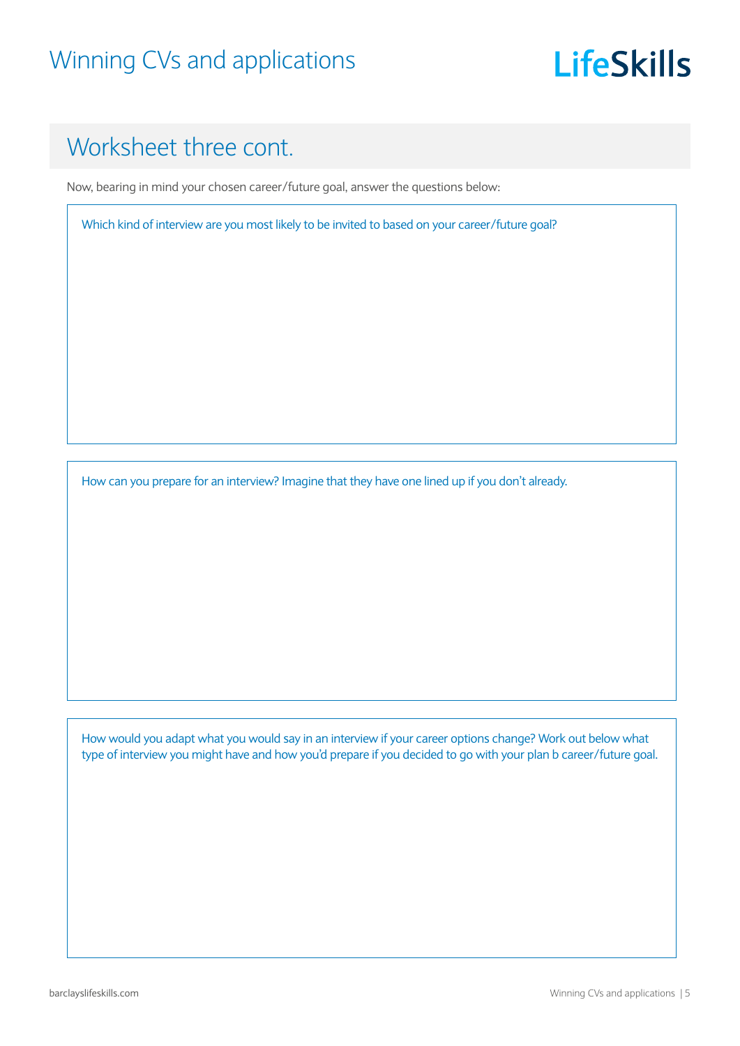## Worksheet three cont.

Now, bearing in mind your chosen career/future goal, answer the questions below:

Which kind of interview are you most likely to be invited to based on your career/future goal?

How can you prepare for an interview? Imagine that they have one lined up if you don't already.

How would you adapt what you would say in an interview if your career options change? Work out below what type of interview you might have and how you'd prepare if you decided to go with your plan b career/future goal.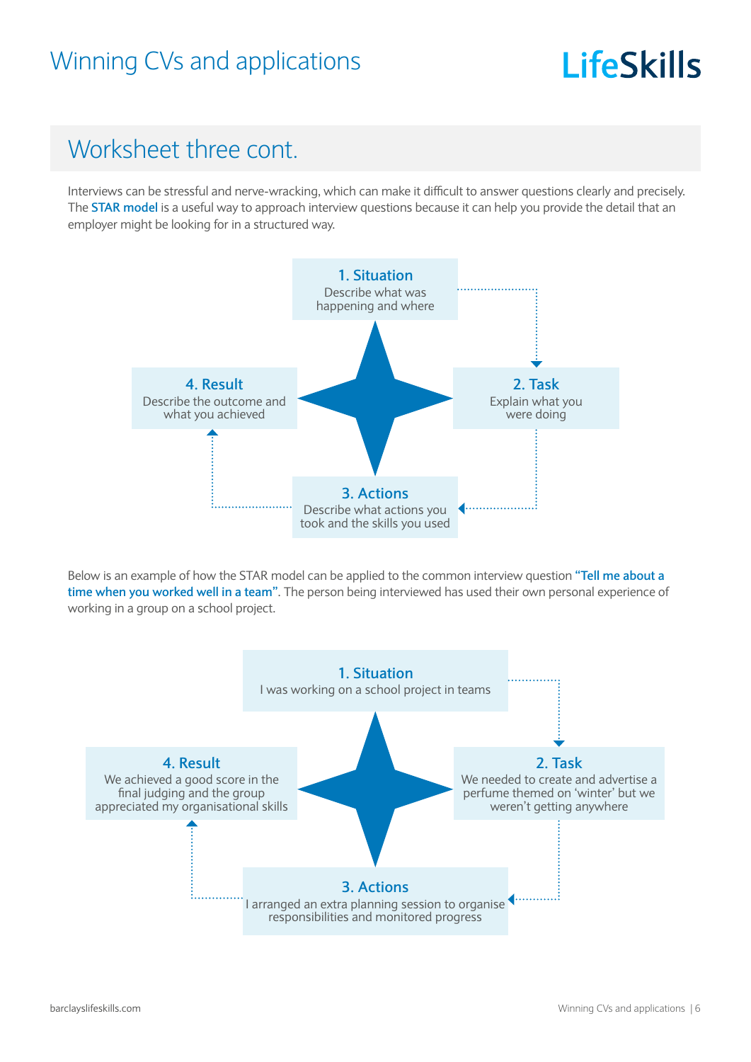## Worksheet three cont.

Interviews can be stressful and nerve-wracking, which can make it difficult to answer questions clearly and precisely. The **STAR model** is a useful way to approach interview questions because it can help you provide the detail that an employer might be looking for in a structured way.

**1. Situation**
Describe what was happening and where

**2. Task**
Explain what you were doing

**3. Actions**
Describe what actions you took and the skills you used

**4. Result**
Describe the outcome and what you achieved

Below is an example of how the STAR model can be applied to the common interview question **"Tell me about a time when you worked well in a team"**. The person being interviewed has used their own personal experience of working in a group on a school project.

**1. Situation**
I was working on a school project in teams

**2. Task**
We needed to create and advertise a perfume themed on 'winter' but we weren't getting anywhere

**3. Actions**
I arranged an extra planning session to organise responsibilities and monitored progress

**4. Result**
We achieved a good score in the final judging and the group appreciated my organisational skills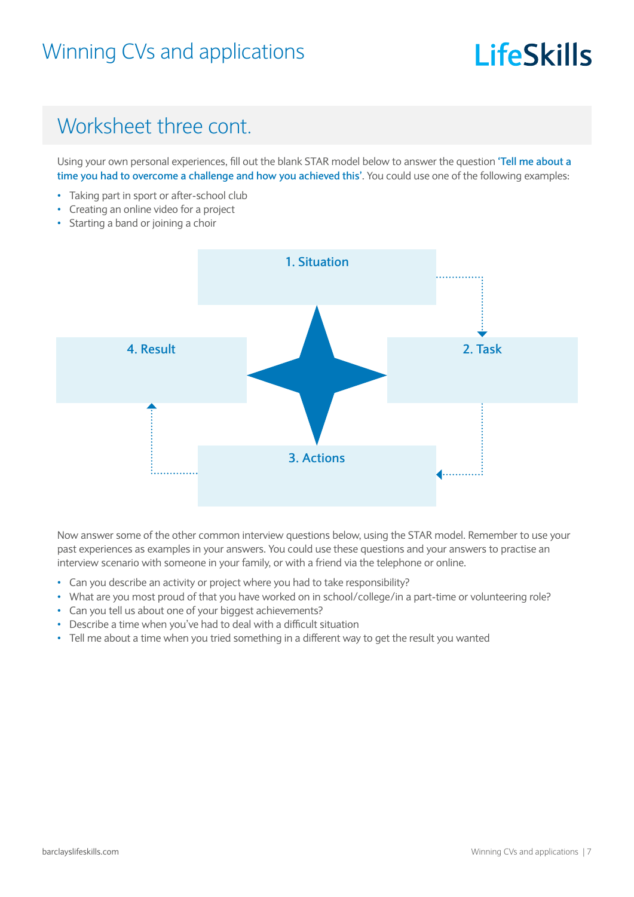## Worksheet three cont.

Using your own personal experiences, fill out the blank STAR model below to answer the question **'Tell me about a time you had to overcome a challenge and how you achieved this'**. You could use one of the following examples:

- Taking part in sport or after-school club
- Creating an online video for a project
- Starting a band or joining a choir

**1. Situation**

**2. Task**

**3. Actions**

**4. Result**

Now answer some of the other common interview questions below, using the STAR model. Remember to use your past experiences as examples in your answers. You could use these questions and your answers to practise an interview scenario with someone in your family, or with a friend via the telephone or online.

- Can you describe an activity or project where you had to take responsibility?
- What are you most proud of that you have worked on in school/college/in a part-time or volunteering role?
- Can you tell us about one of your biggest achievements?
- Describe a time when you've had to deal with a difficult situation
- Tell me about a time when you tried something in a different way to get the result you wanted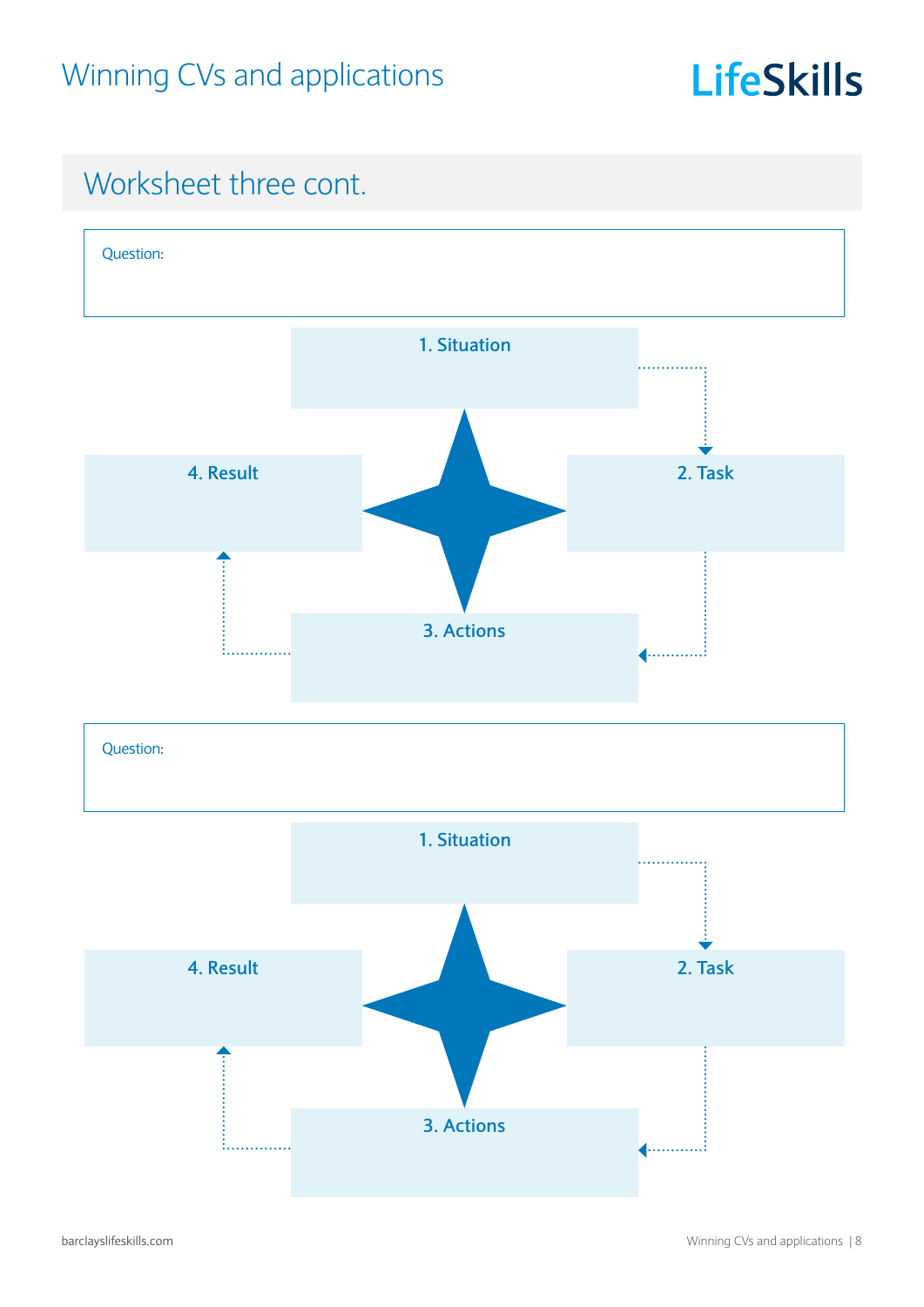## Worksheet three cont.

Question:

1. Situation

2. Task

3. Actions

4. Result

Question:

1. Situation

2. Task

3. Actions

4. Result